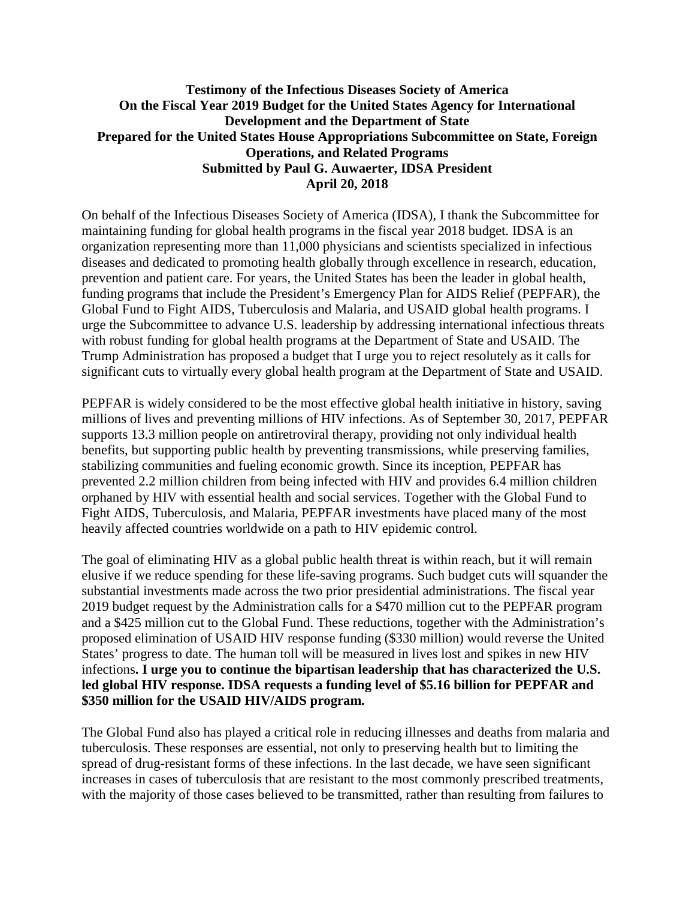**Testimony of the Infectious Diseases Society of America**
**On the Fiscal Year 2019 Budget for the United States Agency for International Development and the Department of State**
**Prepared for the United States House Appropriations Subcommittee on State, Foreign Operations, and Related Programs**
**Submitted by Paul G. Auwaerter, IDSA President**
**April 20, 2018**

On behalf of the Infectious Diseases Society of America (IDSA), I thank the Subcommittee for maintaining funding for global health programs in the fiscal year 2018 budget. IDSA is an organization representing more than 11,000 physicians and scientists specialized in infectious diseases and dedicated to promoting health globally through excellence in research, education, prevention and patient care. For years, the United States has been the leader in global health, funding programs that include the President's Emergency Plan for AIDS Relief (PEPFAR), the Global Fund to Fight AIDS, Tuberculosis and Malaria, and USAID global health programs. I urge the Subcommittee to advance U.S. leadership by addressing international infectious threats with robust funding for global health programs at the Department of State and USAID. The Trump Administration has proposed a budget that I urge you to reject resolutely as it calls for significant cuts to virtually every global health program at the Department of State and USAID.

PEPFAR is widely considered to be the most effective global health initiative in history, saving millions of lives and preventing millions of HIV infections. As of September 30, 2017, PEPFAR supports 13.3 million people on antiretroviral therapy, providing not only individual health benefits, but supporting public health by preventing transmissions, while preserving families, stabilizing communities and fueling economic growth. Since its inception, PEPFAR has prevented 2.2 million children from being infected with HIV and provides 6.4 million children orphaned by HIV with essential health and social services. Together with the Global Fund to Fight AIDS, Tuberculosis, and Malaria, PEPFAR investments have placed many of the most heavily affected countries worldwide on a path to HIV epidemic control.

The goal of eliminating HIV as a global public health threat is within reach, but it will remain elusive if we reduce spending for these life-saving programs. Such budget cuts will squander the substantial investments made across the two prior presidential administrations. The fiscal year 2019 budget request by the Administration calls for a $470 million cut to the PEPFAR program and a $425 million cut to the Global Fund. These reductions, together with the Administration's proposed elimination of USAID HIV response funding ($330 million) would reverse the United States' progress to date. The human toll will be measured in lives lost and spikes in new HIV infections**. I urge you to continue the bipartisan leadership that has characterized the U.S. led global HIV response. IDSA requests a funding level of $5.16 billion for PEPFAR and $350 million for the USAID HIV/AIDS program.**

The Global Fund also has played a critical role in reducing illnesses and deaths from malaria and tuberculosis. These responses are essential, not only to preserving health but to limiting the spread of drug-resistant forms of these infections. In the last decade, we have seen significant increases in cases of tuberculosis that are resistant to the most commonly prescribed treatments, with the majority of those cases believed to be transmitted, rather than resulting from failures to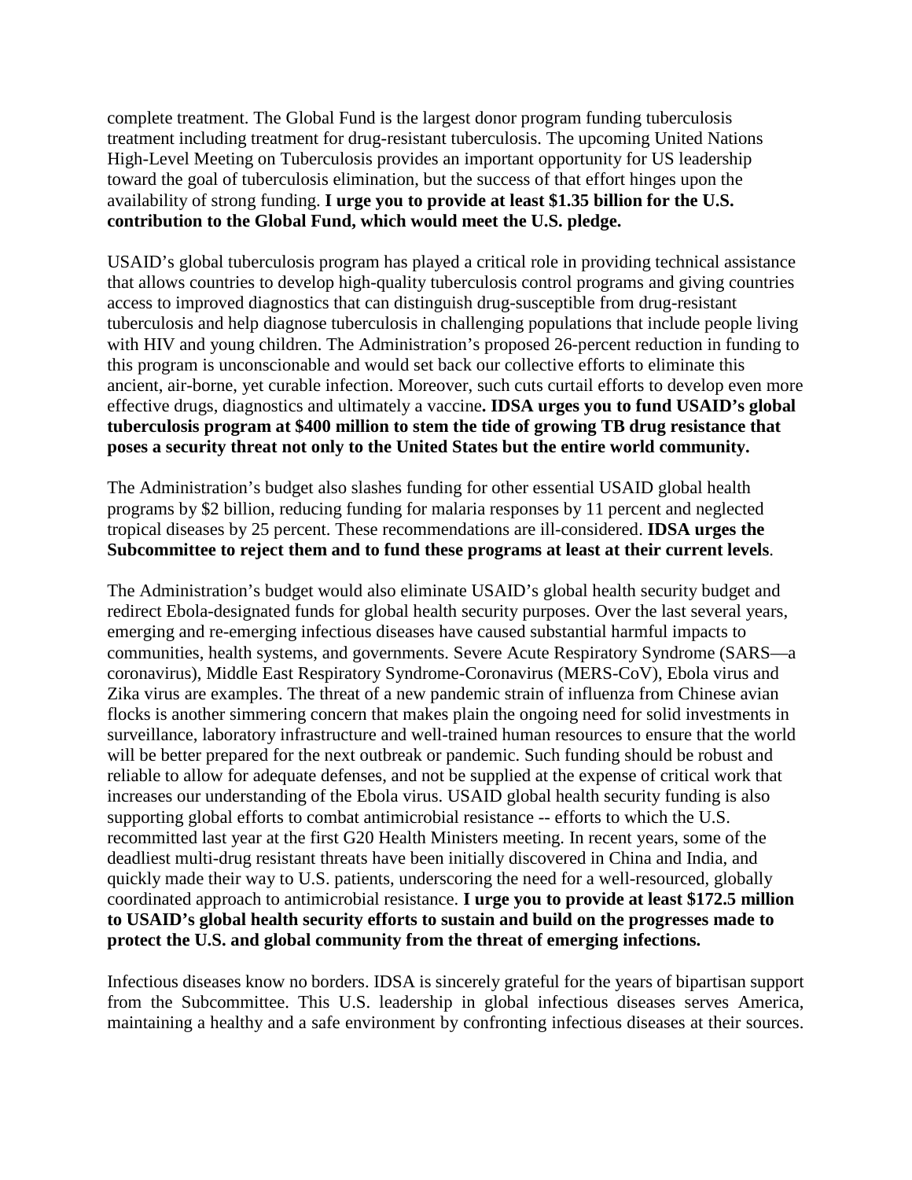complete treatment. The Global Fund is the largest donor program funding tuberculosis treatment including treatment for drug-resistant tuberculosis. The upcoming United Nations High-Level Meeting on Tuberculosis provides an important opportunity for US leadership toward the goal of tuberculosis elimination, but the success of that effort hinges upon the availability of strong funding. **I urge you to provide at least $1.35 billion for the U.S. contribution to the Global Fund, which would meet the U.S. pledge.**

USAID's global tuberculosis program has played a critical role in providing technical assistance that allows countries to develop high-quality tuberculosis control programs and giving countries access to improved diagnostics that can distinguish drug-susceptible from drug-resistant tuberculosis and help diagnose tuberculosis in challenging populations that include people living with HIV and young children. The Administration's proposed 26-percent reduction in funding to this program is unconscionable and would set back our collective efforts to eliminate this ancient, air-borne, yet curable infection. Moreover, such cuts curtail efforts to develop even more effective drugs, diagnostics and ultimately a vaccine**. IDSA urges you to fund USAID's global tuberculosis program at $400 million to stem the tide of growing TB drug resistance that poses a security threat not only to the United States but the entire world community.**

The Administration's budget also slashes funding for other essential USAID global health programs by $2 billion, reducing funding for malaria responses by 11 percent and neglected tropical diseases by 25 percent. These recommendations are ill-considered. **IDSA urges the Subcommittee to reject them and to fund these programs at least at their current levels**.

The Administration's budget would also eliminate USAID's global health security budget and redirect Ebola-designated funds for global health security purposes. Over the last several years, emerging and re-emerging infectious diseases have caused substantial harmful impacts to communities, health systems, and governments. Severe Acute Respiratory Syndrome (SARS—a coronavirus), Middle East Respiratory Syndrome-Coronavirus (MERS-CoV), Ebola virus and Zika virus are examples. The threat of a new pandemic strain of influenza from Chinese avian flocks is another simmering concern that makes plain the ongoing need for solid investments in surveillance, laboratory infrastructure and well-trained human resources to ensure that the world will be better prepared for the next outbreak or pandemic. Such funding should be robust and reliable to allow for adequate defenses, and not be supplied at the expense of critical work that increases our understanding of the Ebola virus. USAID global health security funding is also supporting global efforts to combat antimicrobial resistance -- efforts to which the U.S. recommitted last year at the first G20 Health Ministers meeting. In recent years, some of the deadliest multi-drug resistant threats have been initially discovered in China and India, and quickly made their way to U.S. patients, underscoring the need for a well-resourced, globally coordinated approach to antimicrobial resistance. **I urge you to provide at least $172.5 million to USAID's global health security efforts to sustain and build on the progresses made to protect the U.S. and global community from the threat of emerging infections.**

Infectious diseases know no borders. IDSA is sincerely grateful for the years of bipartisan support from the Subcommittee. This U.S. leadership in global infectious diseases serves America, maintaining a healthy and a safe environment by confronting infectious diseases at their sources.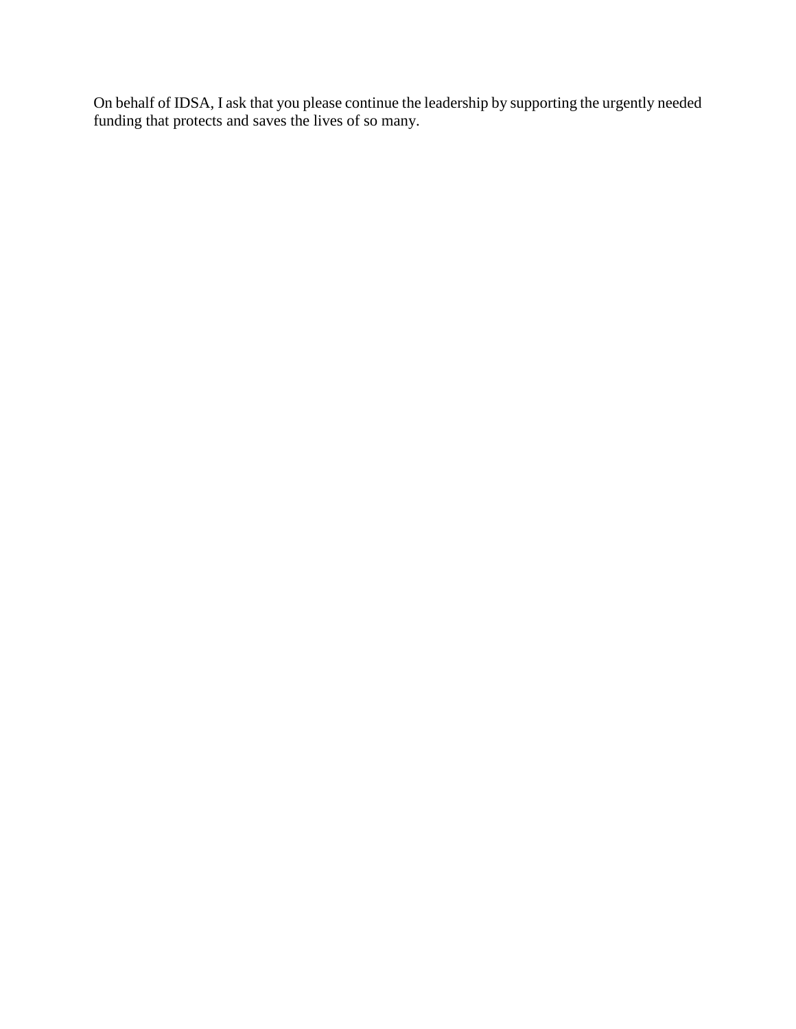On behalf of IDSA, I ask that you please continue the leadership by supporting the urgently needed funding that protects and saves the lives of so many.